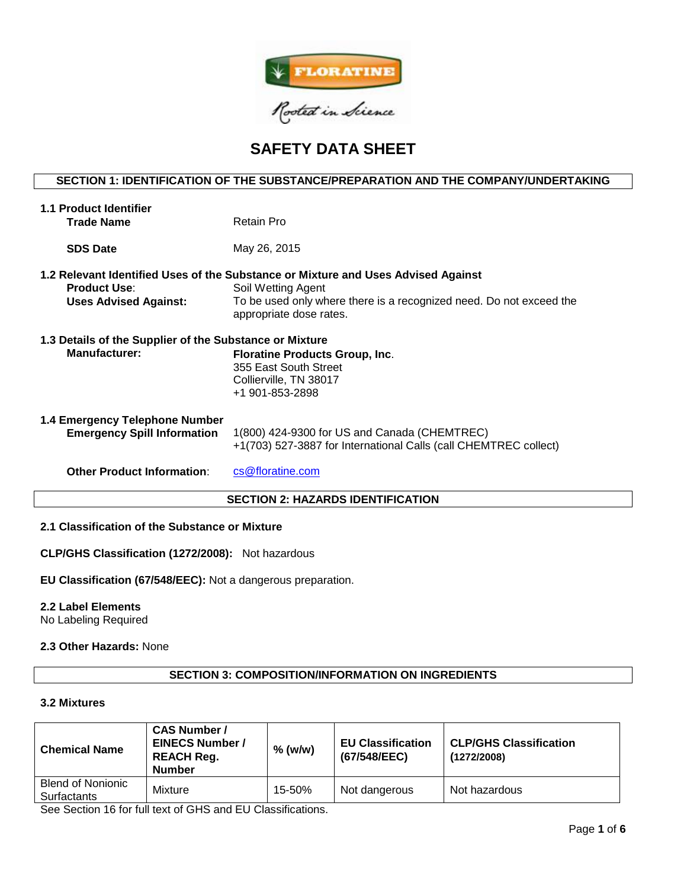FLORATINE

Rooted in Science

# SAFETY DATA SHEET

## SECTION 1: IDENTIFICATION OF THE SUBSTANCE/PREPARATION AND THE COMPANY/UNDERTAKING

### 1.1 Product Identifier

**Trade Name** Retain Pro

**SDS Date** May 26, 2015

### 1.2 Relevant Identified Uses of the Substance or Mixture and Uses Advised Against

**Product Use**: Soil Wetting Agent

**Uses Advised Against:** To be used only where there is a recognized need. Do not exceed the appropriate dose rates.

### 1.3 Details of the Supplier of the Substance or Mixture

**Manufacturer:**
**Floratine Products Group, Inc**.
355 East South Street
Collierville, TN 38017
+1 901-853-2898

### 1.4 Emergency Telephone Number

**Emergency Spill Information**
1(800) 424-9300 for US and Canada (CHEMTREC)
+1(703) 527-3887 for International Calls (call CHEMTREC collect)

**Other Product Information**: cs@floratine.com

## SECTION 2: HAZARDS IDENTIFICATION

### 2.1 Classification of the Substance or Mixture

**CLP/GHS Classification (1272/2008):** Not hazardous

**EU Classification (67/548/EEC):** Not a dangerous preparation.

### 2.2 Label Elements

No Labeling Required

**2.3 Other Hazards:** None

## SECTION 3: COMPOSITION/INFORMATION ON INGREDIENTS

### 3.2 Mixtures

| Chemical Name | CAS Number / EINECS Number / REACH Reg. Number | % (w/w) | EU Classification (67/548/EEC) | CLP/GHS Classification (1272/2008) |
|---|---|---|---|---|
| Blend of Nonionic Surfactants | Mixture | 15-50% | Not dangerous | Not hazardous |

See Section 16 for full text of GHS and EU Classifications.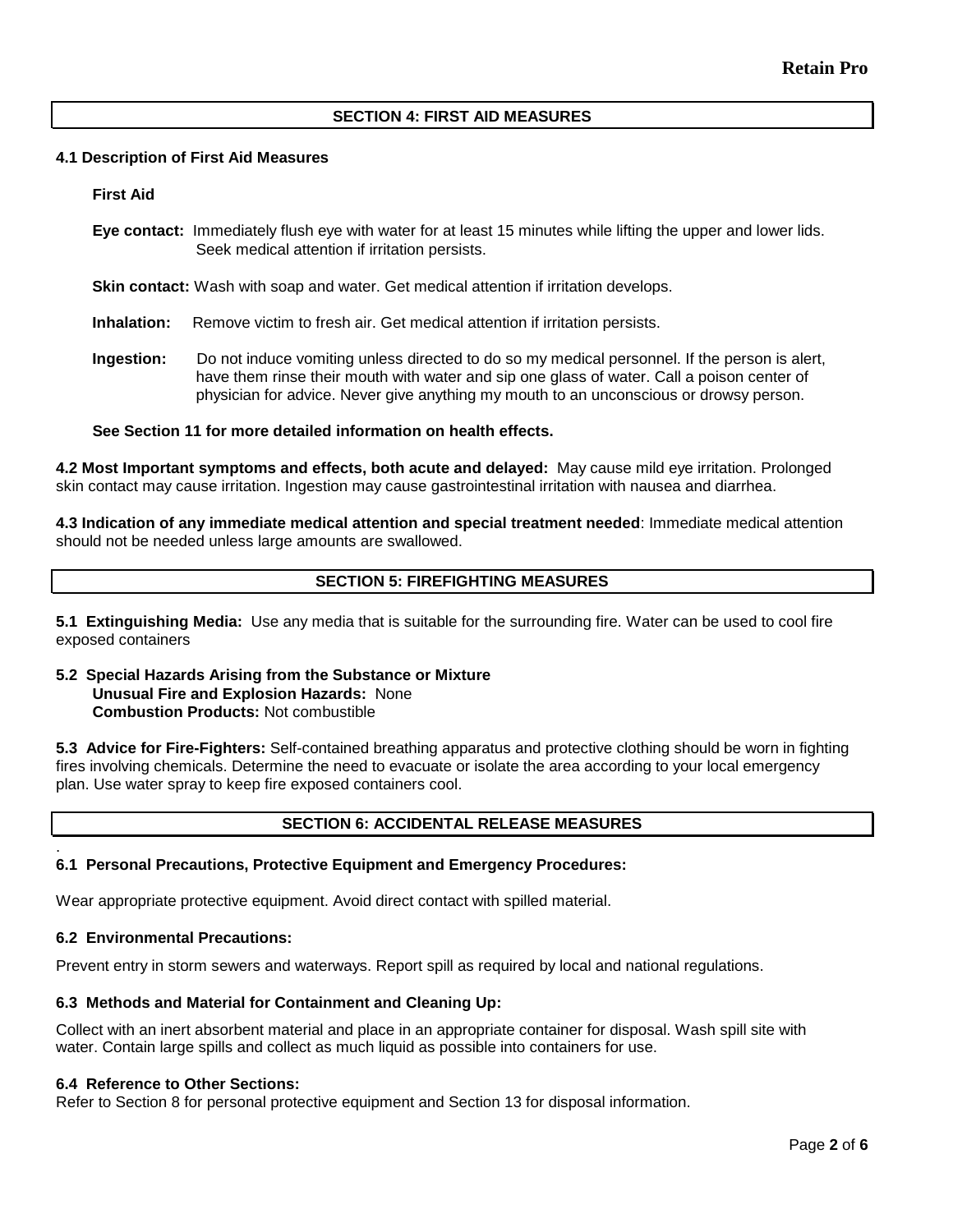## SECTION 4: FIRST AID MEASURES

### 4.1 Description of First Aid Measures

**First Aid**

**Eye contact:** Immediately flush eye with water for at least 15 minutes while lifting the upper and lower lids. Seek medical attention if irritation persists.

**Skin contact:** Wash with soap and water. Get medical attention if irritation develops.

**Inhalation:** Remove victim to fresh air. Get medical attention if irritation persists.

**Ingestion:** Do not induce vomiting unless directed to do so my medical personnel. If the person is alert, have them rinse their mouth with water and sip one glass of water. Call a poison center of physician for advice. Never give anything my mouth to an unconscious or drowsy person.

**See Section 11 for more detailed information on health effects.**

**4.2 Most Important symptoms and effects, both acute and delayed:** May cause mild eye irritation. Prolonged skin contact may cause irritation. Ingestion may cause gastrointestinal irritation with nausea and diarrhea.

**4.3 Indication of any immediate medical attention and special treatment needed**: Immediate medical attention should not be needed unless large amounts are swallowed.

## SECTION 5: FIREFIGHTING MEASURES

**5.1 Extinguishing Media:** Use any media that is suitable for the surrounding fire. Water can be used to cool fire exposed containers

**5.2 Special Hazards Arising from the Substance or Mixture**
**Unusual Fire and Explosion Hazards:** None
**Combustion Products:** Not combustible

**5.3 Advice for Fire-Fighters:** Self-contained breathing apparatus and protective clothing should be worn in fighting fires involving chemicals. Determine the need to evacuate or isolate the area according to your local emergency plan. Use water spray to keep fire exposed containers cool.

## SECTION 6: ACCIDENTAL RELEASE MEASURES

### 6.1 Personal Precautions, Protective Equipment and Emergency Procedures:

Wear appropriate protective equipment. Avoid direct contact with spilled material.

### 6.2 Environmental Precautions:

Prevent entry in storm sewers and waterways. Report spill as required by local and national regulations.

### 6.3 Methods and Material for Containment and Cleaning Up:

Collect with an inert absorbent material and place in an appropriate container for disposal. Wash spill site with water. Contain large spills and collect as much liquid as possible into containers for use.

### 6.4 Reference to Other Sections:

Refer to Section 8 for personal protective equipment and Section 13 for disposal information.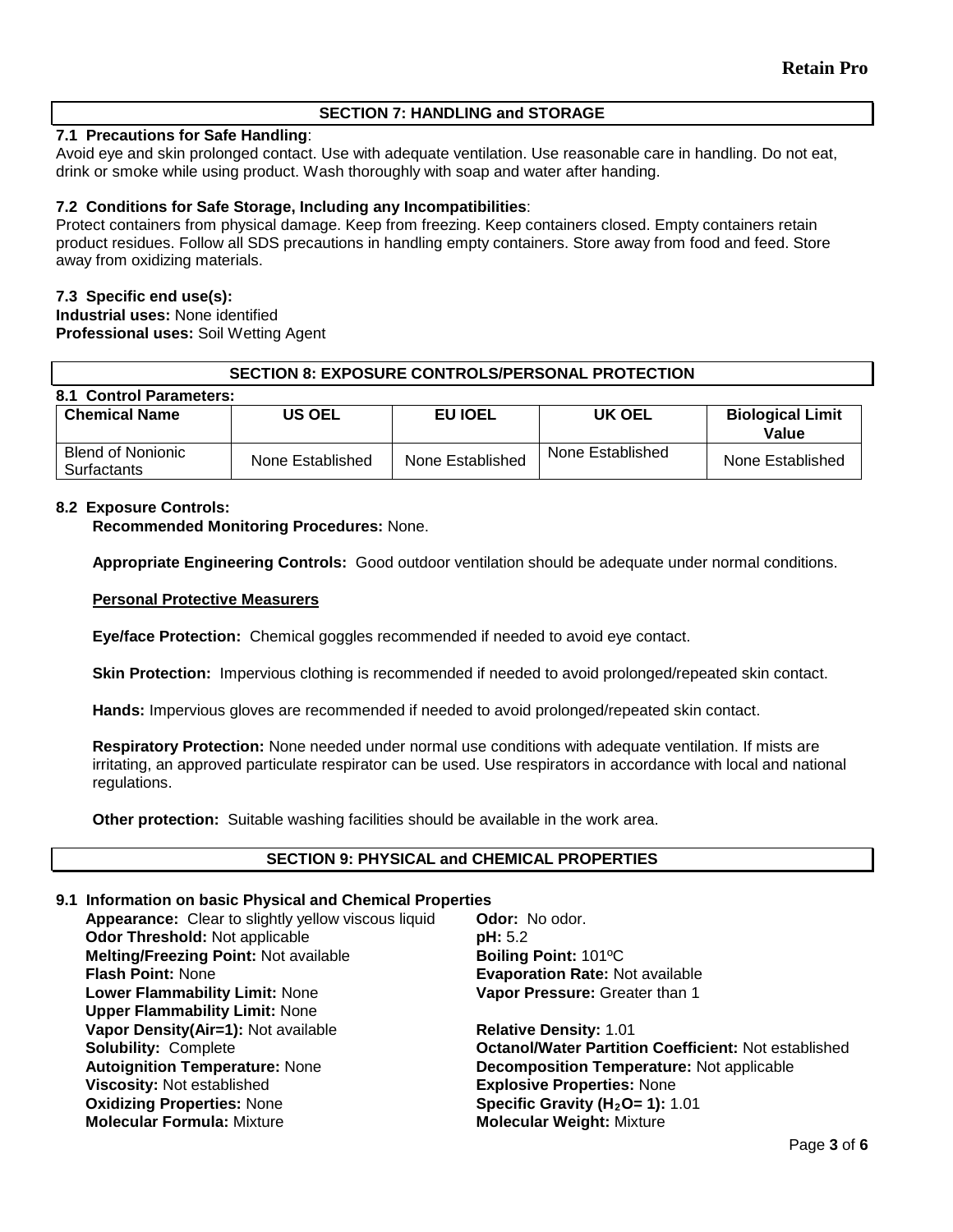## SECTION 7: HANDLING and STORAGE

**7.1 Precautions for Safe Handling**:

Avoid eye and skin prolonged contact. Use with adequate ventilation. Use reasonable care in handling. Do not eat, drink or smoke while using product. Wash thoroughly with soap and water after handing.

**7.2 Conditions for Safe Storage, Including any Incompatibilities**:

Protect containers from physical damage. Keep from freezing. Keep containers closed. Empty containers retain product residues. Follow all SDS precautions in handling empty containers. Store away from food and feed. Store away from oxidizing materials.

**7.3 Specific end use(s):**

**Industrial uses:** None identified

**Professional uses:** Soil Wetting Agent

## SECTION 8: EXPOSURE CONTROLS/PERSONAL PROTECTION

**8.1 Control Parameters:**

| Chemical Name | US OEL | EU IOEL | UK OEL | Biological Limit Value |
|---|---|---|---|---|
| Blend of Nonionic Surfactants | None Established | None Established | None Established | None Established |

**8.2 Exposure Controls:**

**Recommended Monitoring Procedures:** None.

**Appropriate Engineering Controls:** Good outdoor ventilation should be adequate under normal conditions.

**Personal Protective Measurers**

**Eye/face Protection:** Chemical goggles recommended if needed to avoid eye contact.

**Skin Protection:** Impervious clothing is recommended if needed to avoid prolonged/repeated skin contact.

**Hands:** Impervious gloves are recommended if needed to avoid prolonged/repeated skin contact.

**Respiratory Protection:** None needed under normal use conditions with adequate ventilation. If mists are irritating, an approved particulate respirator can be used. Use respirators in accordance with local and national regulations.

**Other protection:** Suitable washing facilities should be available in the work area.

## SECTION 9: PHYSICAL and CHEMICAL PROPERTIES

**9.1 Information on basic Physical and Chemical Properties**

**Appearance:** Clear to slightly yellow viscous liquid

**Odor:** No odor.

**Odor Threshold:** Not applicable

**pH:** 5.2

**Melting/Freezing Point:** Not available

**Boiling Point:** 101ºC

**Flash Point:** None

**Evaporation Rate:** Not available

**Lower Flammability Limit:** None

**Vapor Pressure:** Greater than 1

**Upper Flammability Limit:** None

**Vapor Density(Air=1):** Not available

**Relative Density:** 1.01

**Solubility:** Complete

**Octanol/Water Partition Coefficient:** Not established

**Autoignition Temperature:** None

**Decomposition Temperature:** Not applicable

**Viscosity:** Not established

**Explosive Properties:** None

**Oxidizing Properties:** None

**Specific Gravity ($H_2O$= 1):** 1.01

**Molecular Formula:** Mixture

**Molecular Weight:** Mixture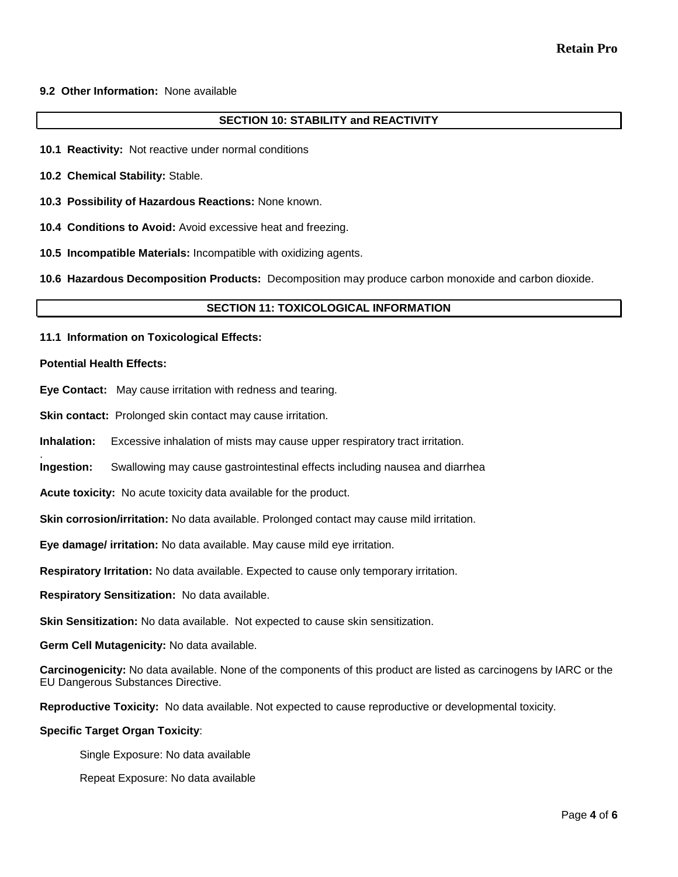**9.2 Other Information:** None available

## SECTION 10: STABILITY and REACTIVITY

**10.1 Reactivity:** Not reactive under normal conditions

**10.2 Chemical Stability:** Stable.

**10.3 Possibility of Hazardous Reactions:** None known.

**10.4 Conditions to Avoid:** Avoid excessive heat and freezing.

**10.5 Incompatible Materials:** Incompatible with oxidizing agents.

**10.6 Hazardous Decomposition Products:** Decomposition may produce carbon monoxide and carbon dioxide.

## SECTION 11: TOXICOLOGICAL INFORMATION

**11.1 Information on Toxicological Effects:**

**Potential Health Effects:**

**Eye Contact:** May cause irritation with redness and tearing.

**Skin contact:** Prolonged skin contact may cause irritation.

**Inhalation:** Excessive inhalation of mists may cause upper respiratory tract irritation.

**Ingestion:** Swallowing may cause gastrointestinal effects including nausea and diarrhea

**Acute toxicity:** No acute toxicity data available for the product.

**Skin corrosion/irritation:** No data available. Prolonged contact may cause mild irritation.

**Eye damage/ irritation:** No data available. May cause mild eye irritation.

**Respiratory Irritation:** No data available. Expected to cause only temporary irritation.

**Respiratory Sensitization:** No data available.

**Skin Sensitization:** No data available. Not expected to cause skin sensitization.

**Germ Cell Mutagenicity:** No data available.

**Carcinogenicity:** No data available. None of the components of this product are listed as carcinogens by IARC or the EU Dangerous Substances Directive.

**Reproductive Toxicity:** No data available. Not expected to cause reproductive or developmental toxicity.

**Specific Target Organ Toxicity**:

Single Exposure: No data available

Repeat Exposure: No data available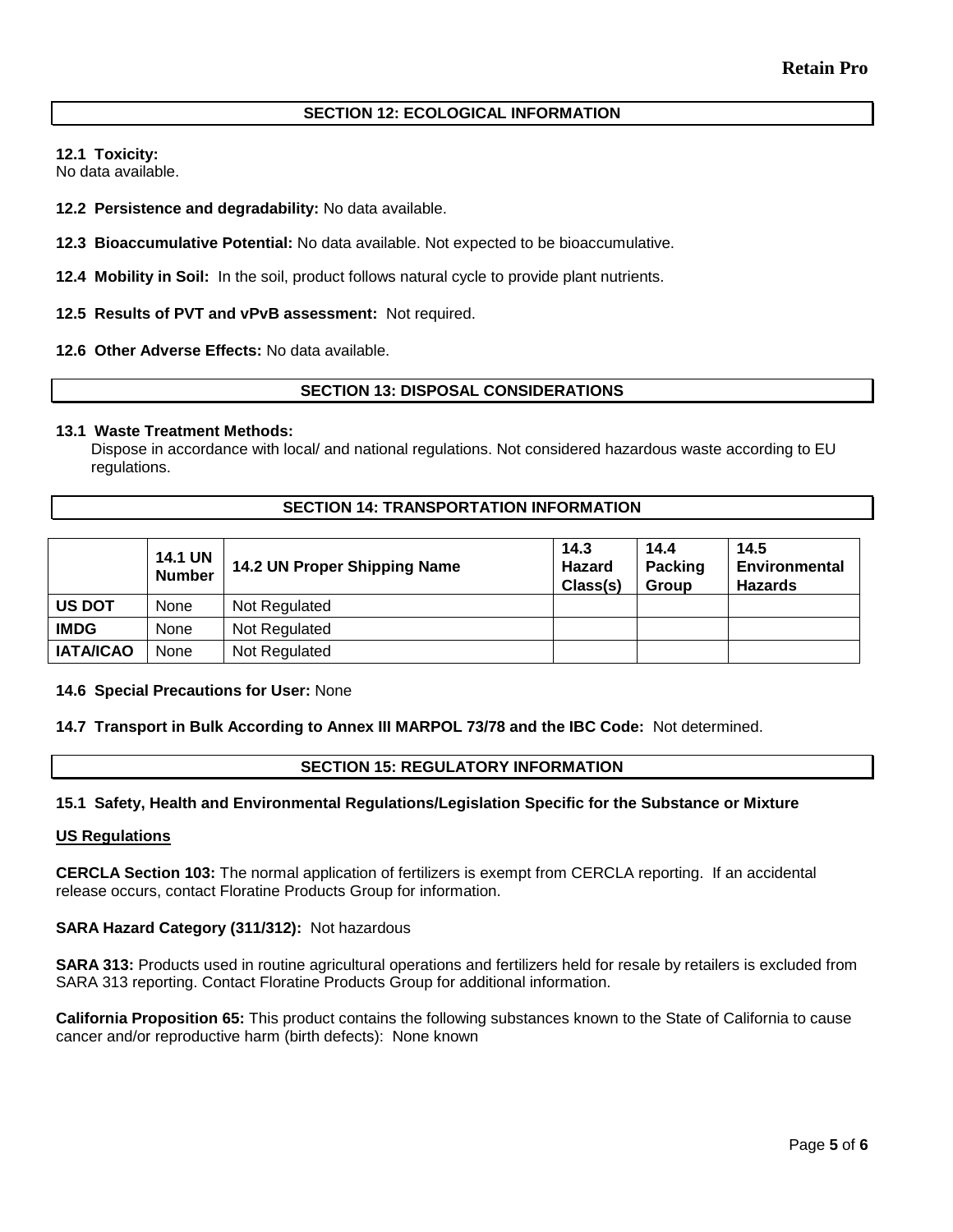## SECTION 12: ECOLOGICAL INFORMATION

**12.1 Toxicity:**
No data available.

**12.2 Persistence and degradability:** No data available.

**12.3 Bioaccumulative Potential:** No data available. Not expected to be bioaccumulative.

**12.4 Mobility in Soil:** In the soil, product follows natural cycle to provide plant nutrients.

**12.5 Results of PVT and vPvB assessment:** Not required.

**12.6 Other Adverse Effects:** No data available.

## SECTION 13: DISPOSAL CONSIDERATIONS

**13.1 Waste Treatment Methods:**
Dispose in accordance with local/ and national regulations. Not considered hazardous waste according to EU regulations.

## SECTION 14: TRANSPORTATION INFORMATION

| | 14.1 UN Number | 14.2 UN Proper Shipping Name | 14.3 Hazard Class(s) | 14.4 Packing Group | 14.5 Environmental Hazards |
|---|---|---|---|---|---|
| **US DOT** | None | Not Regulated | | | |
| **IMDG** | None | Not Regulated | | | |
| **IATA/ICAO** | None | Not Regulated | | | |

**14.6 Special Precautions for User:** None

**14.7 Transport in Bulk According to Annex III MARPOL 73/78 and the IBC Code:** Not determined.

## SECTION 15: REGULATORY INFORMATION

**15.1 Safety, Health and Environmental Regulations/Legislation Specific for the Substance or Mixture**

**US Regulations**

**CERCLA Section 103:** The normal application of fertilizers is exempt from CERCLA reporting. If an accidental release occurs, contact Floratine Products Group for information.

**SARA Hazard Category (311/312):** Not hazardous

**SARA 313:** Products used in routine agricultural operations and fertilizers held for resale by retailers is excluded from SARA 313 reporting. Contact Floratine Products Group for additional information.

**California Proposition 65:** This product contains the following substances known to the State of California to cause cancer and/or reproductive harm (birth defects): None known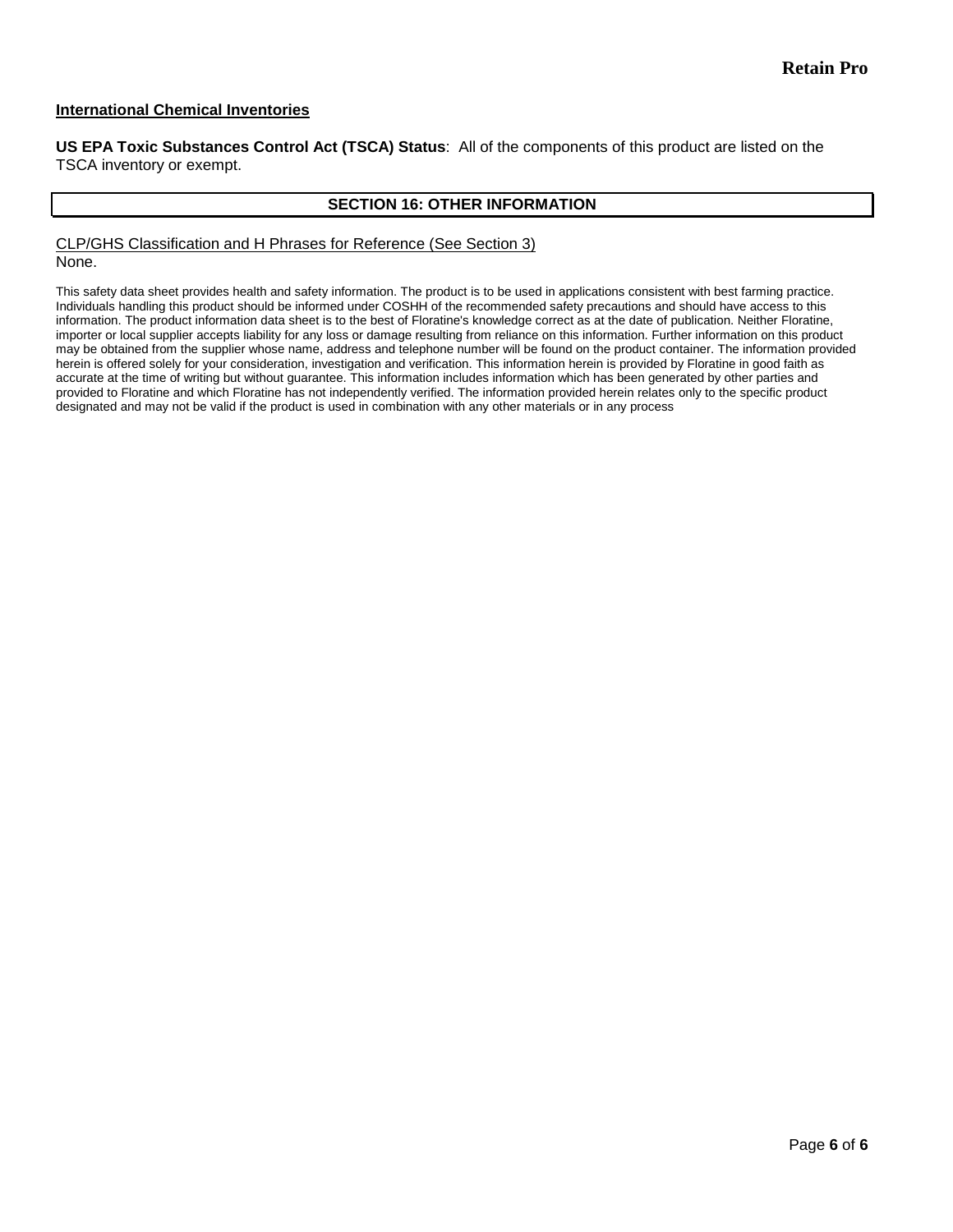**International Chemical Inventories**

**US EPA Toxic Substances Control Act (TSCA) Status**: All of the components of this product are listed on the TSCA inventory or exempt.

## SECTION 16: OTHER INFORMATION

CLP/GHS Classification and H Phrases for Reference (See Section 3)
None.

This safety data sheet provides health and safety information. The product is to be used in applications consistent with best farming practice. Individuals handling this product should be informed under COSHH of the recommended safety precautions and should have access to this information. The product information data sheet is to the best of Floratine's knowledge correct as at the date of publication. Neither Floratine, importer or local supplier accepts liability for any loss or damage resulting from reliance on this information. Further information on this product may be obtained from the supplier whose name, address and telephone number will be found on the product container. The information provided herein is offered solely for your consideration, investigation and verification. This information herein is provided by Floratine in good faith as accurate at the time of writing but without guarantee. This information includes information which has been generated by other parties and provided to Floratine and which Floratine has not independently verified. The information provided herein relates only to the specific product designated and may not be valid if the product is used in combination with any other materials or in any process